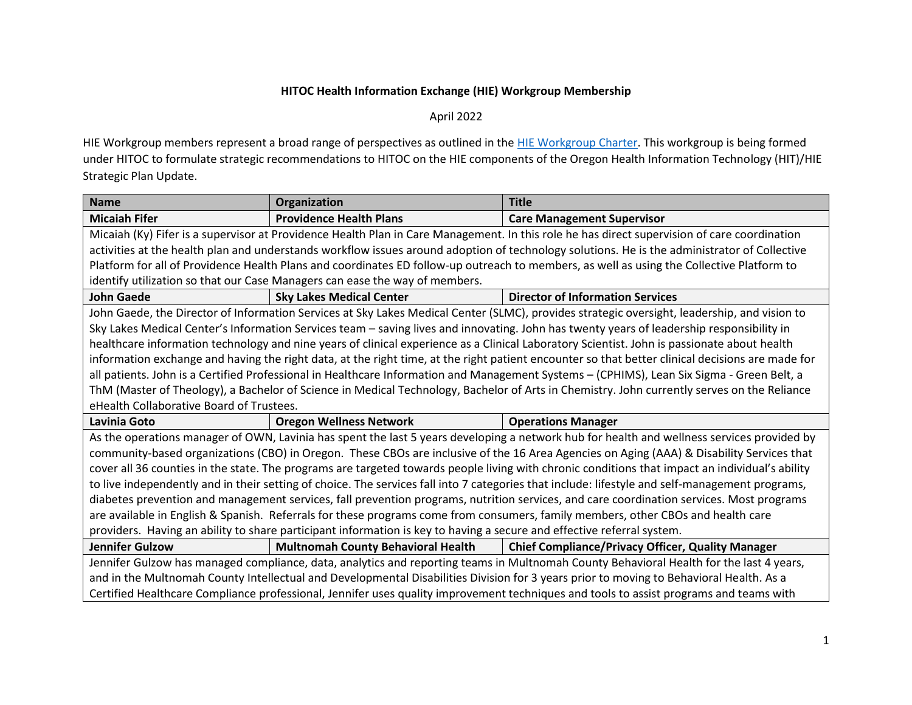**HITOC Health Information Exchange (HIE) Workgroup Membership**

April 2022

HIE Workgroup members represent a broad range of perspectives as outlined in the [HIE Workgroup Charter](). This workgroup is being formed under HITOC to formulate strategic recommendations to HITOC on the HIE components of the Oregon Health Information Technology (HIT)/HIE Strategic Plan Update.

| Name | Organization | Title |
| --- | --- | --- |
| **Micaiah Fifer** | **Providence Health Plans** | **Care Management Supervisor** |
| Micaiah (Ky) Fifer is a supervisor at Providence Health Plan in Care Management. In this role he has direct supervision of care coordination activities at the health plan and understands workflow issues around adoption of technology solutions. He is the administrator of Collective Platform for all of Providence Health Plans and coordinates ED follow-up outreach to members, as well as using the Collective Platform to identify utilization so that our Case Managers can ease the way of members. | | |
| **John Gaede** | **Sky Lakes Medical Center** | **Director of Information Services** |
| John Gaede, the Director of Information Services at Sky Lakes Medical Center (SLMC), provides strategic oversight, leadership, and vision to Sky Lakes Medical Center's Information Services team – saving lives and innovating. John has twenty years of leadership responsibility in healthcare information technology and nine years of clinical experience as a Clinical Laboratory Scientist. John is passionate about health information exchange and having the right data, at the right time, at the right patient encounter so that better clinical decisions are made for all patients. John is a Certified Professional in Healthcare Information and Management Systems – (CPHIMS), Lean Six Sigma - Green Belt, a ThM (Master of Theology), a Bachelor of Science in Medical Technology, Bachelor of Arts in Chemistry. John currently serves on the Reliance eHealth Collaborative Board of Trustees. | | |
| **Lavinia Goto** | **Oregon Wellness Network** | **Operations Manager** |
| As the operations manager of OWN, Lavinia has spent the last 5 years developing a network hub for health and wellness services provided by community-based organizations (CBO) in Oregon. These CBOs are inclusive of the 16 Area Agencies on Aging (AAA) & Disability Services that cover all 36 counties in the state. The programs are targeted towards people living with chronic conditions that impact an individual's ability to live independently and in their setting of choice. The services fall into 7 categories that include: lifestyle and self-management programs, diabetes prevention and management services, fall prevention programs, nutrition services, and care coordination services. Most programs are available in English & Spanish. Referrals for these programs come from consumers, family members, other CBOs and health care providers. Having an ability to share participant information is key to having a secure and effective referral system. | | |
| **Jennifer Gulzow** | **Multnomah County Behavioral Health** | **Chief Compliance/Privacy Officer, Quality Manager** |
| Jennifer Gulzow has managed compliance, data, analytics and reporting teams in Multnomah County Behavioral Health for the last 4 years, and in the Multnomah County Intellectual and Developmental Disabilities Division for 3 years prior to moving to Behavioral Health. As a Certified Healthcare Compliance professional, Jennifer uses quality improvement techniques and tools to assist programs and teams with | | |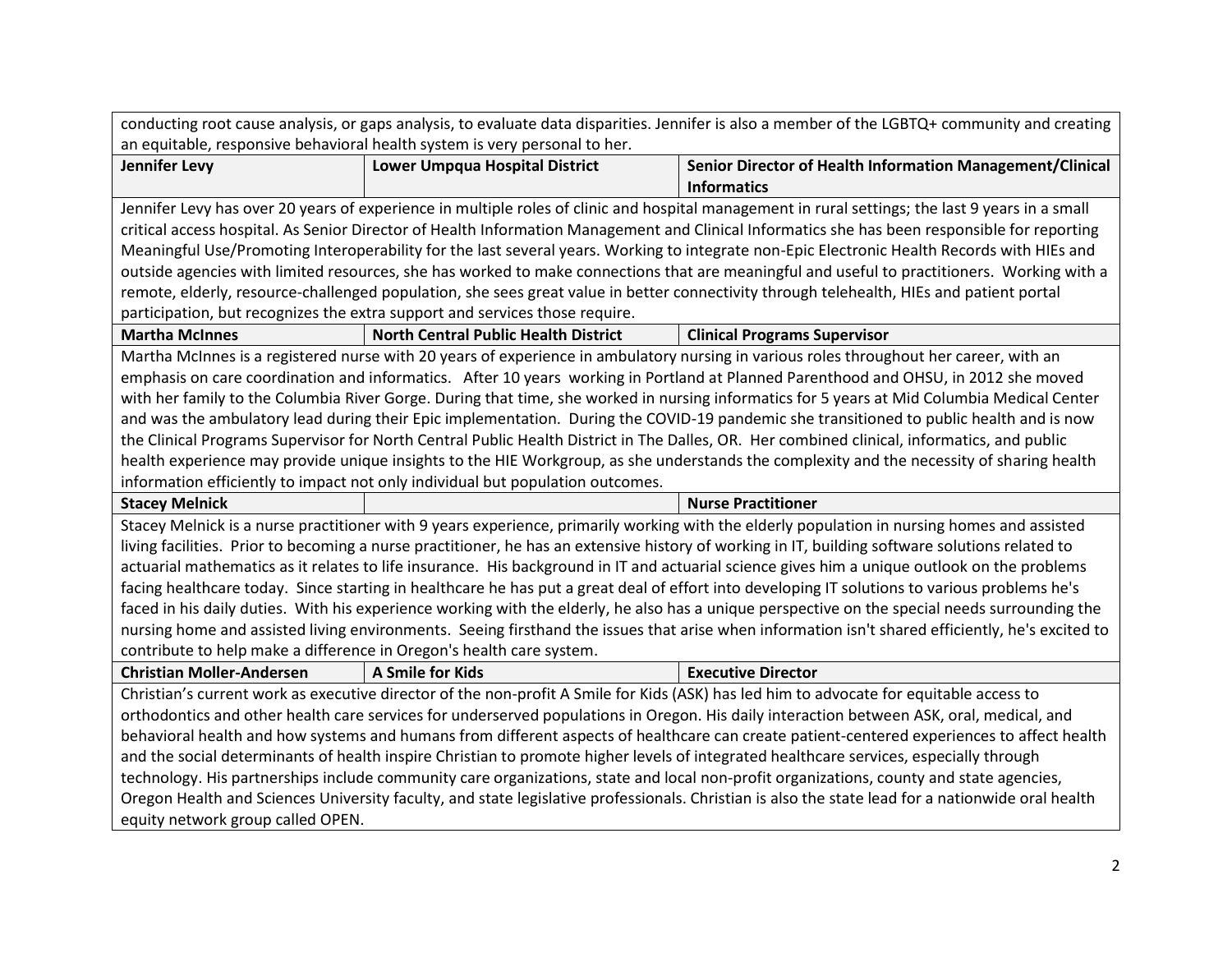| | | |
|---|---|---|
| conducting root cause analysis, or gaps analysis, to evaluate data disparities. Jennifer is also a member of the LGBTQ+ community and creating an equitable, responsive behavioral health system is very personal to her. | | |
| **Jennifer Levy** | **Lower Umpqua Hospital District** | **Senior Director of Health Information Management/Clinical Informatics** |
| Jennifer Levy has over 20 years of experience in multiple roles of clinic and hospital management in rural settings; the last 9 years in a small critical access hospital. As Senior Director of Health Information Management and Clinical Informatics she has been responsible for reporting Meaningful Use/Promoting Interoperability for the last several years. Working to integrate non-Epic Electronic Health Records with HIEs and outside agencies with limited resources, she has worked to make connections that are meaningful and useful to practitioners. Working with a remote, elderly, resource-challenged population, she sees great value in better connectivity through telehealth, HIEs and patient portal participation, but recognizes the extra support and services those require. | | |
| **Martha McInnes** | **North Central Public Health District** | **Clinical Programs Supervisor** |
| Martha McInnes is a registered nurse with 20 years of experience in ambulatory nursing in various roles throughout her career, with an emphasis on care coordination and informatics. After 10 years working in Portland at Planned Parenthood and OHSU, in 2012 she moved with her family to the Columbia River Gorge. During that time, she worked in nursing informatics for 5 years at Mid Columbia Medical Center and was the ambulatory lead during their Epic implementation. During the COVID-19 pandemic she transitioned to public health and is now the Clinical Programs Supervisor for North Central Public Health District in The Dalles, OR. Her combined clinical, informatics, and public health experience may provide unique insights to the HIE Workgroup, as she understands the complexity and the necessity of sharing health information efficiently to impact not only individual but population outcomes. | | |
| **Stacey Melnick** | | **Nurse Practitioner** |
| Stacey Melnick is a nurse practitioner with 9 years experience, primarily working with the elderly population in nursing homes and assisted living facilities. Prior to becoming a nurse practitioner, he has an extensive history of working in IT, building software solutions related to actuarial mathematics as it relates to life insurance. His background in IT and actuarial science gives him a unique outlook on the problems facing healthcare today. Since starting in healthcare he has put a great deal of effort into developing IT solutions to various problems he's faced in his daily duties. With his experience working with the elderly, he also has a unique perspective on the special needs surrounding the nursing home and assisted living environments. Seeing firsthand the issues that arise when information isn't shared efficiently, he's excited to contribute to help make a difference in Oregon's health care system. | | |
| **Christian Moller-Andersen** | **A Smile for Kids** | **Executive Director** |
| Christian's current work as executive director of the non-profit A Smile for Kids (ASK) has led him to advocate for equitable access to orthodontics and other health care services for underserved populations in Oregon. His daily interaction between ASK, oral, medical, and behavioral health and how systems and humans from different aspects of healthcare can create patient-centered experiences to affect health and the social determinants of health inspire Christian to promote higher levels of integrated healthcare services, especially through technology. His partnerships include community care organizations, state and local non-profit organizations, county and state agencies, Oregon Health and Sciences University faculty, and state legislative professionals. Christian is also the state lead for a nationwide oral health equity network group called OPEN. | | |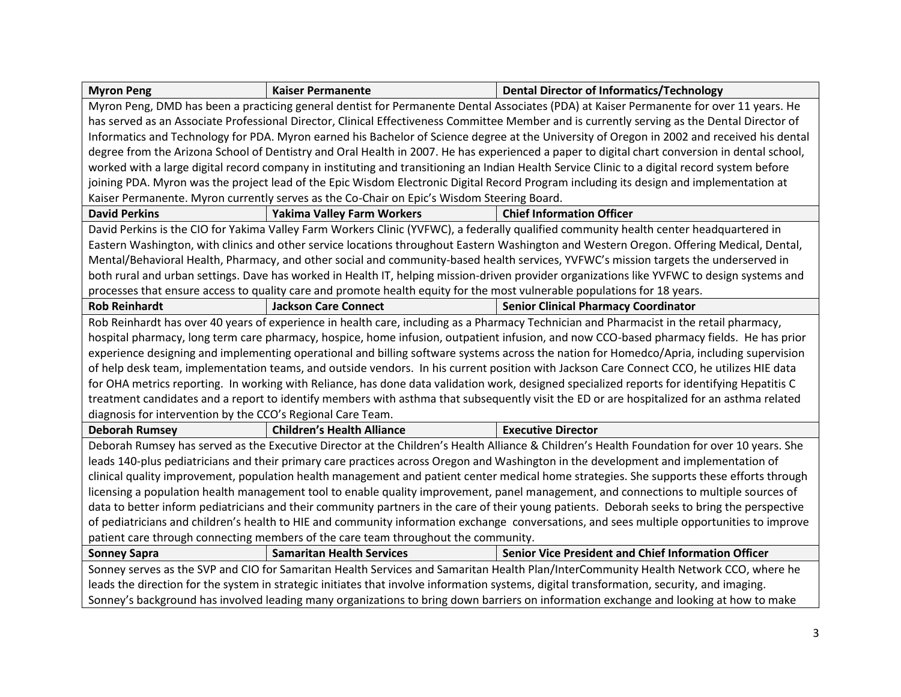| **Myron Peng** | **Kaiser Permanente** | **Dental Director of Informatics/Technology** |
|---|---|---|
| Myron Peng, DMD has been a practicing general dentist for Permanente Dental Associates (PDA) at Kaiser Permanente for over 11 years. He has served as an Associate Professional Director, Clinical Effectiveness Committee Member and is currently serving as the Dental Director of Informatics and Technology for PDA. Myron earned his Bachelor of Science degree at the University of Oregon in 2002 and received his dental degree from the Arizona School of Dentistry and Oral Health in 2007. He has experienced a paper to digital chart conversion in dental school, worked with a large digital record company in instituting and transitioning an Indian Health Service Clinic to a digital record system before joining PDA. Myron was the project lead of the Epic Wisdom Electronic Digital Record Program including its design and implementation at Kaiser Permanente. Myron currently serves as the Co-Chair on Epic's Wisdom Steering Board. | | |
| **David Perkins** | **Yakima Valley Farm Workers** | **Chief Information Officer** |
| David Perkins is the CIO for Yakima Valley Farm Workers Clinic (YVFWC), a federally qualified community health center headquartered in Eastern Washington, with clinics and other service locations throughout Eastern Washington and Western Oregon. Offering Medical, Dental, Mental/Behavioral Health, Pharmacy, and other social and community-based health services, YVFWC's mission targets the underserved in both rural and urban settings. Dave has worked in Health IT, helping mission-driven provider organizations like YVFWC to design systems and processes that ensure access to quality care and promote health equity for the most vulnerable populations for 18 years. | | |
| **Rob Reinhardt** | **Jackson Care Connect** | **Senior Clinical Pharmacy Coordinator** |
| Rob Reinhardt has over 40 years of experience in health care, including as a Pharmacy Technician and Pharmacist in the retail pharmacy, hospital pharmacy, long term care pharmacy, hospice, home infusion, outpatient infusion, and now CCO-based pharmacy fields. He has prior experience designing and implementing operational and billing software systems across the nation for Homedco/Apria, including supervision of help desk team, implementation teams, and outside vendors. In his current position with Jackson Care Connect CCO, he utilizes HIE data for OHA metrics reporting. In working with Reliance, has done data validation work, designed specialized reports for identifying Hepatitis C treatment candidates and a report to identify members with asthma that subsequently visit the ED or are hospitalized for an asthma related diagnosis for intervention by the CCO's Regional Care Team. | | |
| **Deborah Rumsey** | **Children's Health Alliance** | **Executive Director** |
| Deborah Rumsey has served as the Executive Director at the Children's Health Alliance & Children's Health Foundation for over 10 years. She leads 140-plus pediatricians and their primary care practices across Oregon and Washington in the development and implementation of clinical quality improvement, population health management and patient center medical home strategies. She supports these efforts through licensing a population health management tool to enable quality improvement, panel management, and connections to multiple sources of data to better inform pediatricians and their community partners in the care of their young patients. Deborah seeks to bring the perspective of pediatricians and children's health to HIE and community information exchange conversations, and sees multiple opportunities to improve patient care through connecting members of the care team throughout the community. | | |
| **Sonney Sapra** | **Samaritan Health Services** | **Senior Vice President and Chief Information Officer** |
| Sonney serves as the SVP and CIO for Samaritan Health Services and Samaritan Health Plan/InterCommunity Health Network CCO, where he leads the direction for the system in strategic initiates that involve information systems, digital transformation, security, and imaging. Sonney's background has involved leading many organizations to bring down barriers on information exchange and looking at how to make | | |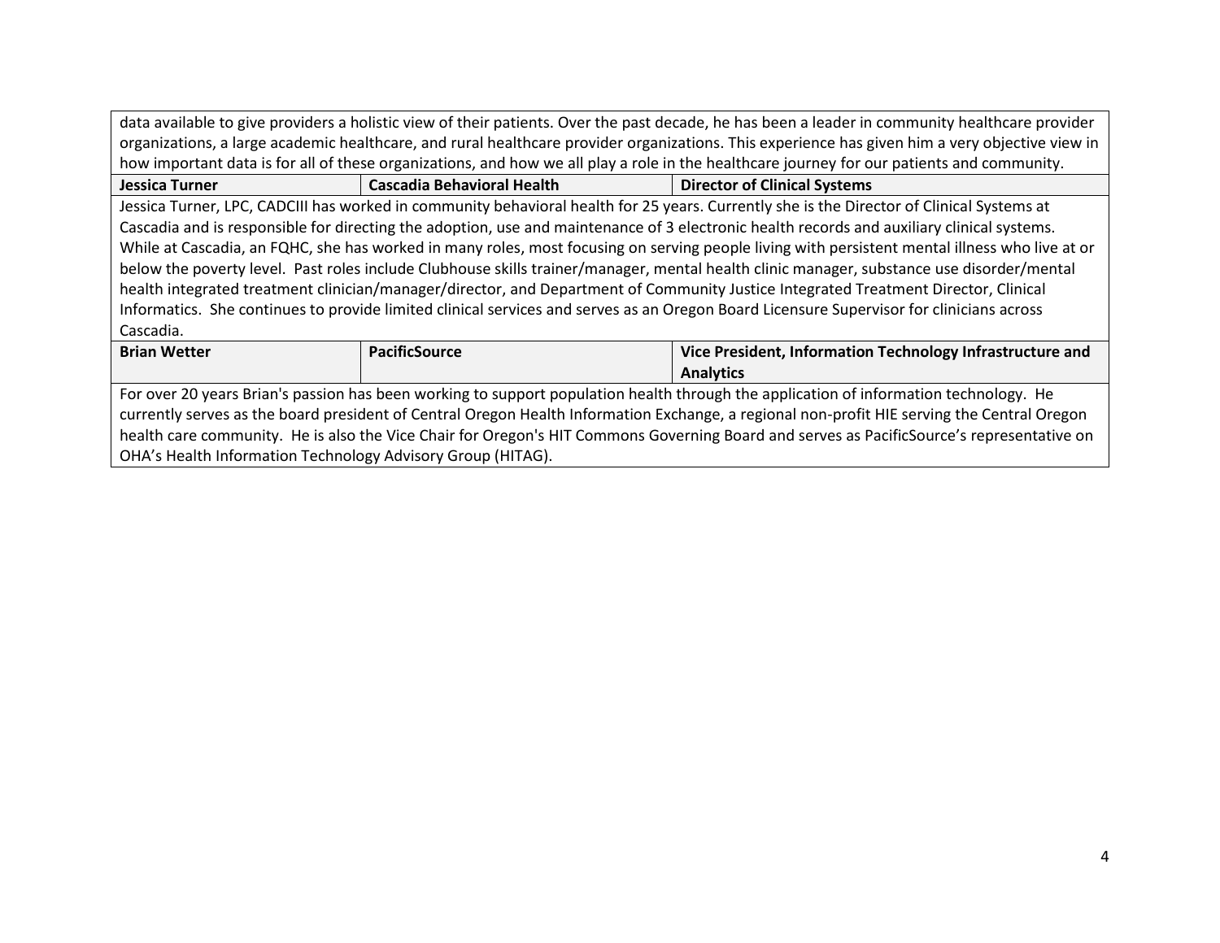| | | |
|---|---|---|
| data available to give providers a holistic view of their patients. Over the past decade, he has been a leader in community healthcare provider organizations, a large academic healthcare, and rural healthcare provider organizations. This experience has given him a very objective view in how important data is for all of these organizations, and how we all play a role in the healthcare journey for our patients and community. | | |
| **Jessica Turner** | **Cascadia Behavioral Health** | **Director of Clinical Systems** |
| Jessica Turner, LPC, CADCIII has worked in community behavioral health for 25 years. Currently she is the Director of Clinical Systems at Cascadia and is responsible for directing the adoption, use and maintenance of 3 electronic health records and auxiliary clinical systems. While at Cascadia, an FQHC, she has worked in many roles, most focusing on serving people living with persistent mental illness who live at or below the poverty level. Past roles include Clubhouse skills trainer/manager, mental health clinic manager, substance use disorder/mental health integrated treatment clinician/manager/director, and Department of Community Justice Integrated Treatment Director, Clinical Informatics. She continues to provide limited clinical services and serves as an Oregon Board Licensure Supervisor for clinicians across Cascadia. | | |
| **Brian Wetter** | **PacificSource** | **Vice President, Information Technology Infrastructure and Analytics** |
| For over 20 years Brian's passion has been working to support population health through the application of information technology. He currently serves as the board president of Central Oregon Health Information Exchange, a regional non-profit HIE serving the Central Oregon health care community. He is also the Vice Chair for Oregon's HIT Commons Governing Board and serves as PacificSource's representative on OHA's Health Information Technology Advisory Group (HITAG). | | |